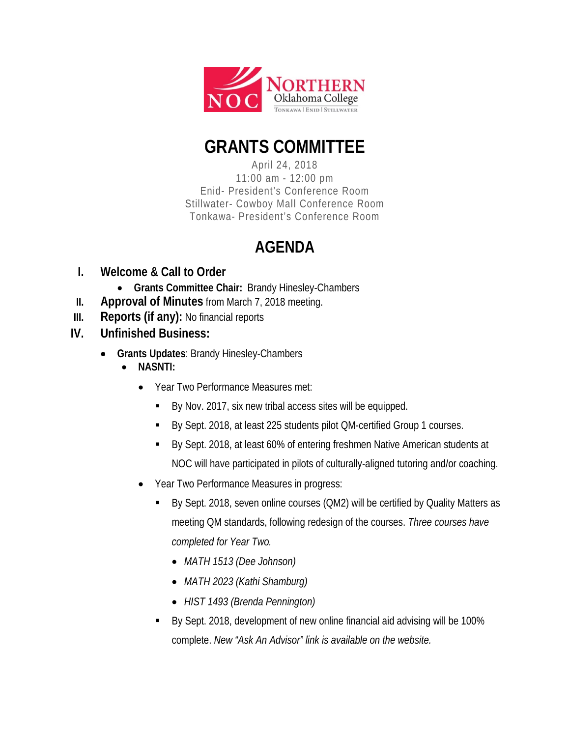# GRANTS COMMITTEE

April 24, 2018
11:00 am - 12:00 pm
Enid- President's Conference Room
Stillwater- Cowboy Mall Conference Room
Tonkawa- President's Conference Room

## AGENDA

I. **Welcome & Call to Order**
   - **Grants Committee Chair:** Brandy Hinesley-Chambers

II. **Approval of Minutes** from March 7, 2018 meeting.

III. **Reports (if any):** No financial reports

IV. **Unfinished Business:**
   - **Grants Updates**: Brandy Hinesley-Chambers
     - **NASNTI:**
       - Year Two Performance Measures met:
         - By Nov. 2017, six new tribal access sites will be equipped.
         - By Sept. 2018, at least 225 students pilot QM-certified Group 1 courses.
         - By Sept. 2018, at least 60% of entering freshmen Native American students at NOC will have participated in pilots of culturally-aligned tutoring and/or coaching.
       - Year Two Performance Measures in progress:
         - By Sept. 2018, seven online courses (QM2) will be certified by Quality Matters as meeting QM standards, following redesign of the courses. *Three courses have completed for Year Two.*
           - *MATH 1513 (Dee Johnson)*
           - *MATH 2023 (Kathi Shamburg)*
           - *HIST 1493 (Brenda Pennington)*
         - By Sept. 2018, development of new online financial aid advising will be 100% complete. *New "Ask An Advisor" link is available on the website.*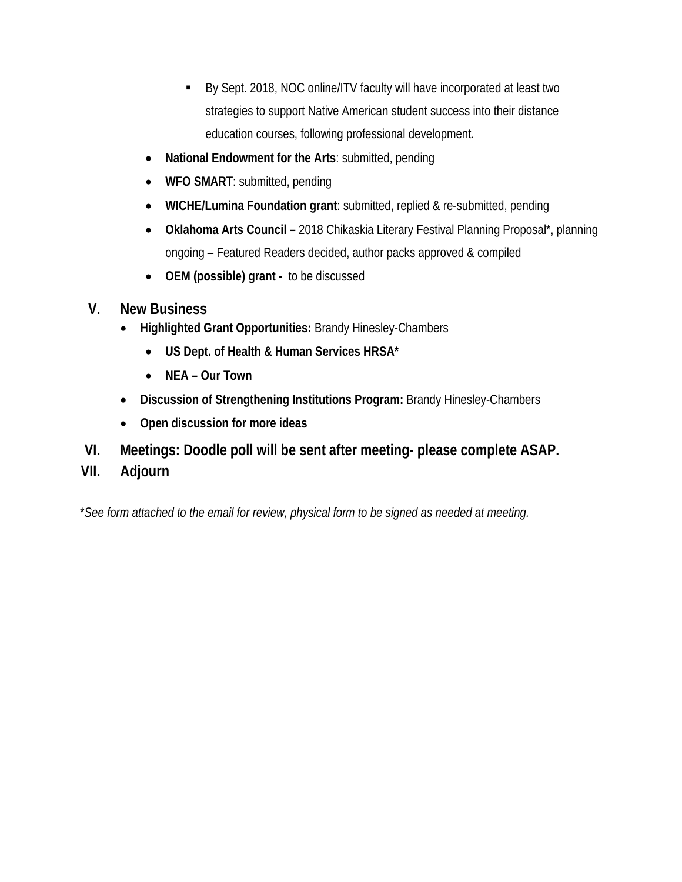- By Sept. 2018, NOC online/ITV faculty will have incorporated at least two strategies to support Native American student success into their distance education courses, following professional development.
    - **National Endowment for the Arts**: submitted, pending
    - **WFO SMART**: submitted, pending
    - **WICHE/Lumina Foundation grant**: submitted, replied & re-submitted, pending
    - **Oklahoma Arts Council –** 2018 Chikaskia Literary Festival Planning Proposal*, planning ongoing – Featured Readers decided, author packs approved & compiled
    - **OEM (possible) grant -** to be discussed

V. **New Business**
- **Highlighted Grant Opportunities:** Brandy Hinesley-Chambers
    - **US Dept. of Health & Human Services HRSA***
    - **NEA – Our Town**
- **Discussion of Strengthening Institutions Program:** Brandy Hinesley-Chambers
- **Open discussion for more ideas**

VI. **Meetings: Doodle poll will be sent after meeting- please complete ASAP.**

VII. **Adjourn**

**See form attached to the email for review, physical form to be signed as needed at meeting.*